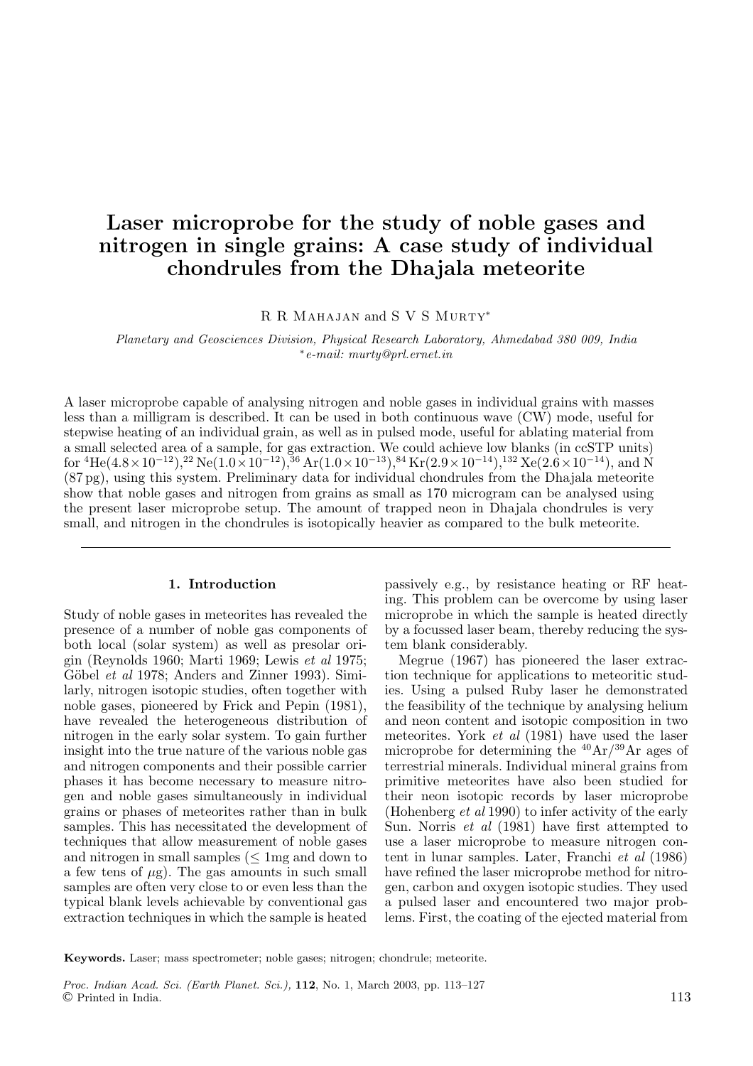# Laser microprobe for the study of noble gases and nitrogen in single grains: A case study of individual chondrules from the Dhajala meteorite

R R Mahajan and S V S Murty*

*Planetary and Geosciences Division, Physical Research Laboratory, Ahmedabad 380 009, India*
*\*e-mail: murty@prl.ernet.in*

A laser microprobe capable of analysing nitrogen and noble gases in individual grains with masses less than a milligram is described. It can be used in both continuous wave (CW) mode, useful for stepwise heating of an individual grain, as well as in pulsed mode, useful for ablating material from a small selected area of a sample, for gas extraction. We could achieve low blanks (in ccSTP units) for $^{4}$He($4.8\times10^{-12}$), $^{22}$Ne($1.0\times10^{-12}$), $^{36}$Ar($1.0\times10^{-13}$), $^{84}$Kr($2.9\times10^{-14}$), $^{132}$Xe($2.6\times10^{-14}$), and N (87 pg), using this system. Preliminary data for individual chondrules from the Dhajala meteorite show that noble gases and nitrogen from grains as small as 170 microgram can be analysed using the present laser microprobe setup. The amount of trapped neon in Dhajala chondrules is very small, and nitrogen in the chondrules is isotopically heavier as compared to the bulk meteorite.

## 1. Introduction

Study of noble gases in meteorites has revealed the presence of a number of noble gas components of both local (solar system) as well as presolar origin (Reynolds 1960; Marti 1969; Lewis *et al* 1975; Göbel *et al* 1978; Anders and Zinner 1993). Similarly, nitrogen isotopic studies, often together with noble gases, pioneered by Frick and Pepin (1981), have revealed the heterogeneous distribution of nitrogen in the early solar system. To gain further insight into the true nature of the various noble gas and nitrogen components and their possible carrier phases it has become necessary to measure nitrogen and noble gases simultaneously in individual grains or phases of meteorites rather than in bulk samples. This has necessitated the development of techniques that allow measurement of noble gases and nitrogen in small samples ($\leq$ 1mg and down to a few tens of $\mu$g). The gas amounts in such small samples are often very close to or even less than the typical blank levels achievable by conventional gas extraction techniques in which the sample is heated passively e.g., by resistance heating or RF heating. This problem can be overcome by using laser microprobe in which the sample is heated directly by a focussed laser beam, thereby reducing the system blank considerably.

Megrue (1967) has pioneered the laser extraction technique for applications to meteoritic studies. Using a pulsed Ruby laser he demonstrated the feasibility of the technique by analysing helium and neon content and isotopic composition in two meteorites. York *et al* (1981) have used the laser microprobe for determining the $^{40}$Ar/$^{39}$Ar ages of terrestrial minerals. Individual mineral grains from primitive meteorites have also been studied for their neon isotopic records by laser microprobe (Hohenberg *et al* 1990) to infer activity of the early Sun. Norris *et al* (1981) have first attempted to use a laser microprobe to measure nitrogen content in lunar samples. Later, Franchi *et al* (1986) have refined the laser microprobe method for nitrogen, carbon and oxygen isotopic studies. They used a pulsed laser and encountered two major problems. First, the coating of the ejected material from

**Keywords.** Laser; mass spectrometer; noble gases; nitrogen; chondrule; meteorite.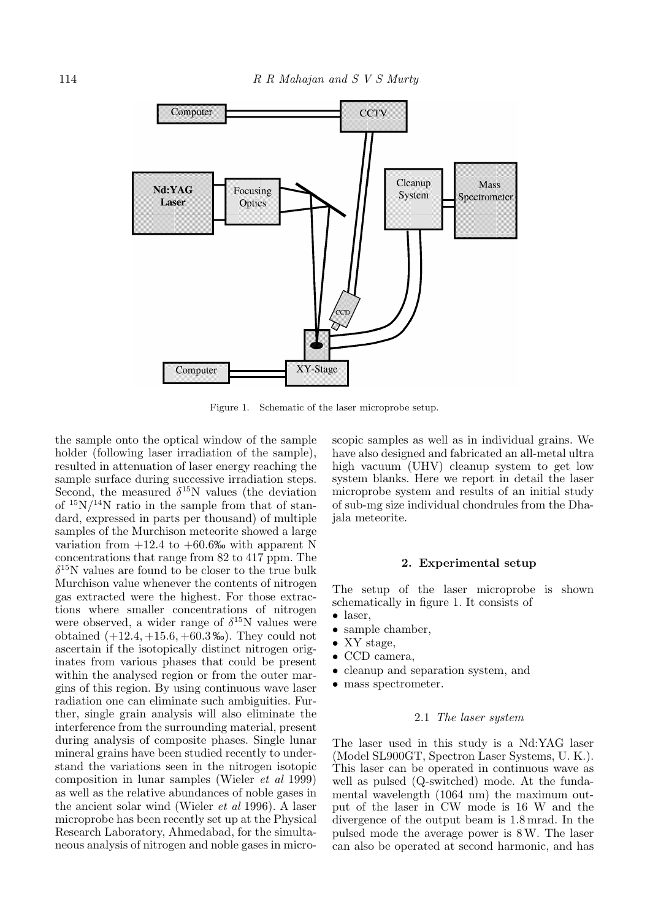Figure 1. Schematic of the laser microprobe setup.

the sample onto the optical window of the sample holder (following laser irradiation of the sample), resulted in attenuation of laser energy reaching the sample surface during successive irradiation steps. Second, the measured $\delta^{15}$N values (the deviation of $^{15}N/^{14}N$ ratio in the sample from that of standard, expressed in parts per thousand) of multiple samples of the Murchison meteorite showed a large variation from +12.4 to +60.6‰ with apparent N concentrations that range from 82 to 417 ppm. The $\delta^{15}$N values are found to be closer to the true bulk Murchison value whenever the contents of nitrogen gas extracted were the highest. For those extractions where smaller concentrations of nitrogen were observed, a wider range of $\delta^{15}$N values were obtained (+12.4, +15.6, +60.3‰). They could not ascertain if the isotopically distinct nitrogen originates from various phases that could be present within the analysed region or from the outer margins of this region. By using continuous wave laser radiation one can eliminate such ambiguities. Further, single grain analysis will also eliminate the interference from the surrounding material, present during analysis of composite phases. Single lunar mineral grains have been studied recently to understand the variations seen in the nitrogen isotopic composition in lunar samples (Wieler *et al* 1999) as well as the relative abundances of noble gases in the ancient solar wind (Wieler *et al* 1996). A laser microprobe has been recently set up at the Physical Research Laboratory, Ahmedabad, for the simultaneous analysis of nitrogen and noble gases in microscopic samples as well as in individual grains. We have also designed and fabricated an all-metal ultra high vacuum (UHV) cleanup system to get low system blanks. Here we report in detail the laser microprobe system and results of an initial study of sub-mg size individual chondrules from the Dhajala meteorite.

## 2. Experimental setup

The setup of the laser microprobe is shown schematically in figure 1. It consists of

- laser,
- sample chamber,
- XY stage,
- CCD camera,
- cleanup and separation system, and
- mass spectrometer.

### 2.1 *The laser system*

The laser used in this study is a Nd:YAG laser (Model SL900GT, Spectron Laser Systems, U. K.). This laser can be operated in continuous wave as well as pulsed (Q-switched) mode. At the fundamental wavelength (1064 nm) the maximum output of the laser in CW mode is 16 W and the divergence of the output beam is 1.8 mrad. In the pulsed mode the average power is 8 W. The laser can also be operated at second harmonic, and has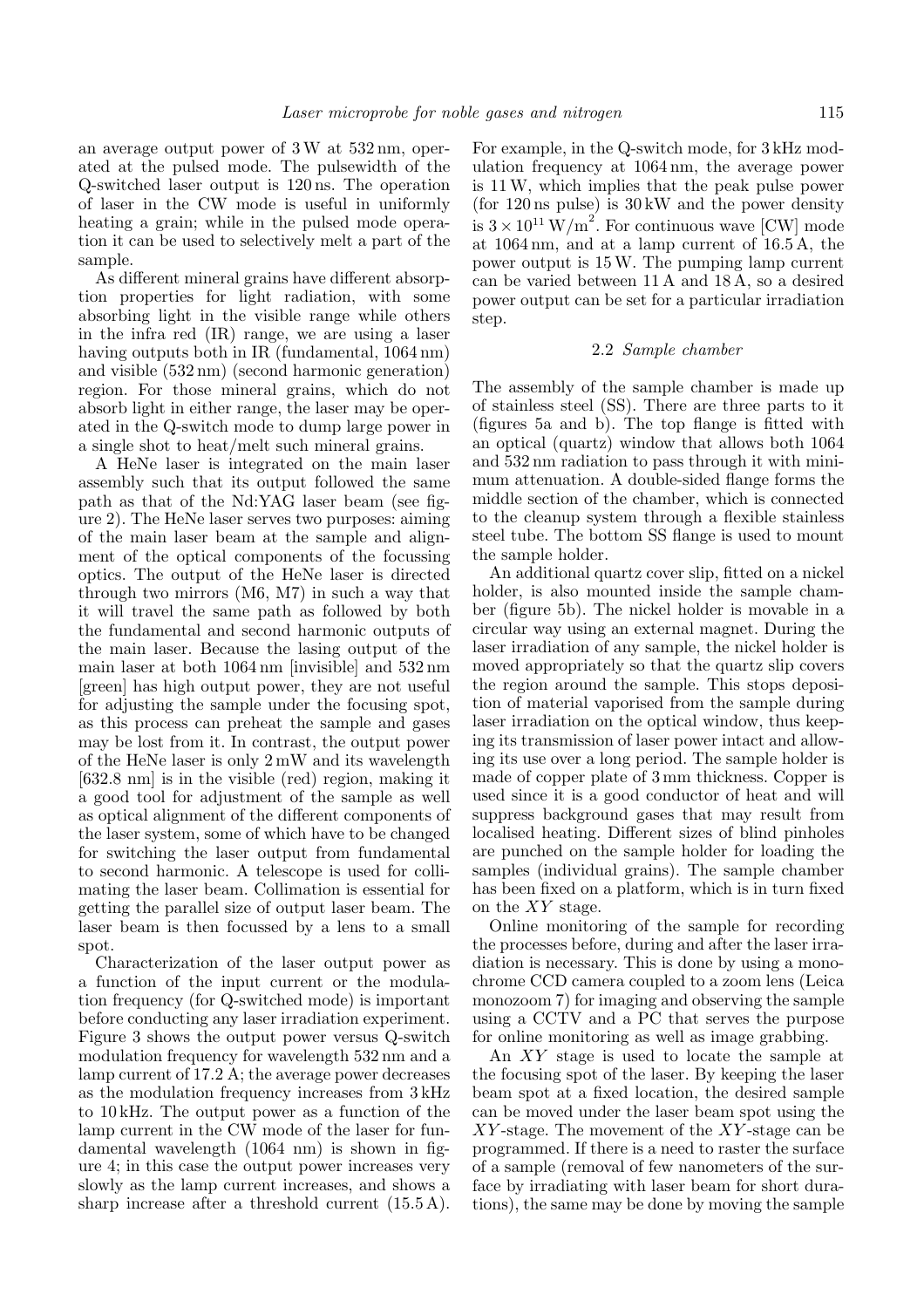an average output power of 3 W at 532 nm, operated at the pulsed mode. The pulsewidth of the Q-switched laser output is 120 ns. The operation of laser in the CW mode is useful in uniformly heating a grain; while in the pulsed mode operation it can be used to selectively melt a part of the sample.

As different mineral grains have different absorption properties for light radiation, with some absorbing light in the visible range while others in the infra red (IR) range, we are using a laser having outputs both in IR (fundamental, 1064 nm) and visible (532 nm) (second harmonic generation) region. For those mineral grains, which do not absorb light in either range, the laser may be operated in the Q-switch mode to dump large power in a single shot to heat/melt such mineral grains.

A HeNe laser is integrated on the main laser assembly such that its output followed the same path as that of the Nd:YAG laser beam (see figure 2). The HeNe laser serves two purposes: aiming of the main laser beam at the sample and alignment of the optical components of the focussing optics. The output of the HeNe laser is directed through two mirrors (M6, M7) in such a way that it will travel the same path as followed by both the fundamental and second harmonic outputs of the main laser. Because the lasing output of the main laser at both 1064 nm [invisible] and 532 nm [green] has high output power, they are not useful for adjusting the sample under the focusing spot, as this process can preheat the sample and gases may be lost from it. In contrast, the output power of the HeNe laser is only 2 mW and its wavelength [632.8 nm] is in the visible (red) region, making it a good tool for adjustment of the sample as well as optical alignment of the different components of the laser system, some of which have to be changed for switching the laser output from fundamental to second harmonic. A telescope is used for collimating the laser beam. Collimation is essential for getting the parallel size of output laser beam. The laser beam is then focussed by a lens to a small spot.

Characterization of the laser output power as a function of the input current or the modulation frequency (for Q-switched mode) is important before conducting any laser irradiation experiment. Figure 3 shows the output power versus Q-switch modulation frequency for wavelength 532 nm and a lamp current of 17.2 A; the average power decreases as the modulation frequency increases from 3 kHz to 10 kHz. The output power as a function of the lamp current in the CW mode of the laser for fundamental wavelength (1064 nm) is shown in figure 4; in this case the output power increases very slowly as the lamp current increases, and shows a sharp increase after a threshold current (15.5 A). For example, in the Q-switch mode, for 3 kHz modulation frequency at 1064 nm, the average power is 11 W, which implies that the peak pulse power (for 120 ns pulse) is 30 kW and the power density is $3 \times 10^{11}$ W/m$^2$. For continuous wave [CW] mode at 1064 nm, and at a lamp current of 16.5 A, the power output is 15 W. The pumping lamp current can be varied between 11 A and 18 A, so a desired power output can be set for a particular irradiation step.

### 2.2 *Sample chamber*

The assembly of the sample chamber is made up of stainless steel (SS). There are three parts to it (figures 5a and b). The top flange is fitted with an optical (quartz) window that allows both 1064 and 532 nm radiation to pass through it with minimum attenuation. A double-sided flange forms the middle section of the chamber, which is connected to the cleanup system through a flexible stainless steel tube. The bottom SS flange is used to mount the sample holder.

An additional quartz cover slip, fitted on a nickel holder, is also mounted inside the sample chamber (figure 5b). The nickel holder is movable in a circular way using an external magnet. During the laser irradiation of any sample, the nickel holder is moved appropriately so that the quartz slip covers the region around the sample. This stops deposition of material vaporised from the sample during laser irradiation on the optical window, thus keeping its transmission of laser power intact and allowing its use over a long period. The sample holder is made of copper plate of 3 mm thickness. Copper is used since it is a good conductor of heat and will suppress background gases that may result from localised heating. Different sizes of blind pinholes are punched on the sample holder for loading the samples (individual grains). The sample chamber has been fixed on a platform, which is in turn fixed on the $XY$ stage.

Online monitoring of the sample for recording the processes before, during and after the laser irradiation is necessary. This is done by using a monochrome CCD camera coupled to a zoom lens (Leica monozoom 7) for imaging and observing the sample using a CCTV and a PC that serves the purpose for online monitoring as well as image grabbing.

An $XY$ stage is used to locate the sample at the focusing spot of the laser. By keeping the laser beam spot at a fixed location, the desired sample can be moved under the laser beam spot using the $XY$-stage. The movement of the $XY$-stage can be programmed. If there is a need to raster the surface of a sample (removal of few nanometers of the surface by irradiating with laser beam for short durations), the same may be done by moving the sample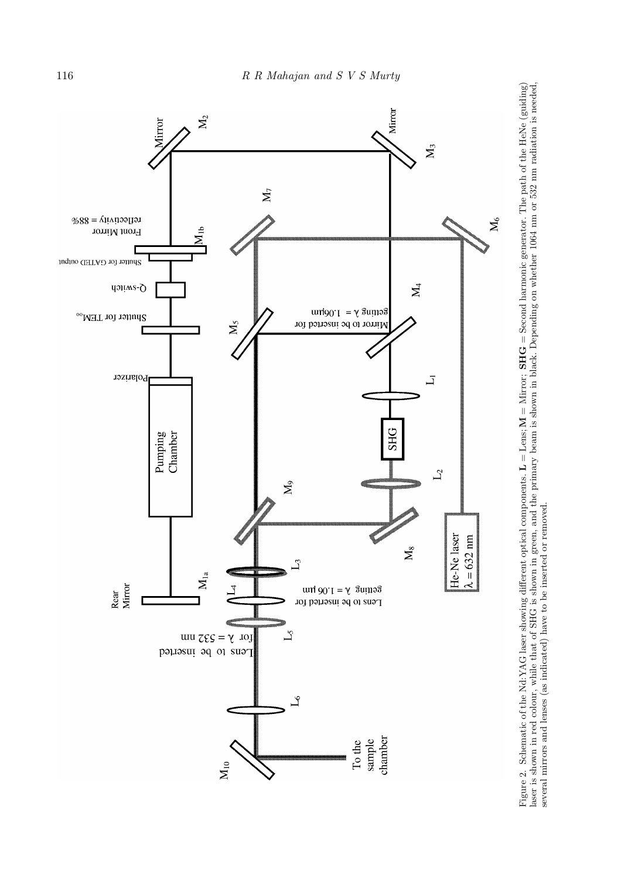Figure 2. Schematic of the Nd:YAG laser showing different optical components. **L** = Lens; **M** = Mirror; **SHG** = Second harmonic generator. The path of the HeNe (guiding) laser is shown in red colour, while that of SHG is shown in green, and the primary beam is shown in black. Depending on whether 1064 nm or 532 nm radiation is needed, several mirrors and lenses (as indicated) have to be inserted or removed.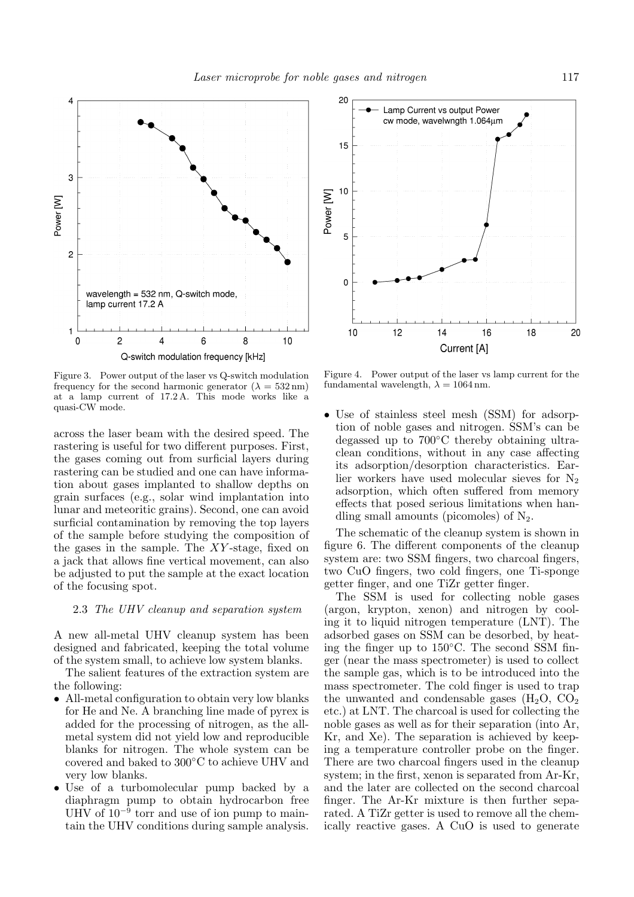Figure 3. Power output of the laser vs Q-switch modulation frequency for the second harmonic generator ($\lambda = 532$ nm) at a lamp current of 17.2 A. This mode works like a quasi-CW mode.

Figure 4. Power output of the laser vs lamp current for the fundamental wavelength, $\lambda = 1064$ nm.

across the laser beam with the desired speed. The rastering is useful for two different purposes. First, the gases coming out from surficial layers during rastering can be studied and one can have information about gases implanted to shallow depths on grain surfaces (e.g., solar wind implantation into lunar and meteoritic grains). Second, one can avoid surficial contamination by removing the top layers of the sample before studying the composition of the gases in the sample. The $XY$-stage, fixed on a jack that allows fine vertical movement, can also be adjusted to put the sample at the exact location of the focusing spot.

### 2.3 *The UHV cleanup and separation system*

A new all-metal UHV cleanup system has been designed and fabricated, keeping the total volume of the system small, to achieve low system blanks.

The salient features of the extraction system are the following:

- All-metal configuration to obtain very low blanks for He and Ne. A branching line made of pyrex is added for the processing of nitrogen, as the all-metal system did not yield low and reproducible blanks for nitrogen. The whole system can be covered and baked to 300°C to achieve UHV and very low blanks.
- Use of a turbomolecular pump backed by a diaphragm pump to obtain hydrocarbon free UHV of $10^{-9}$ torr and use of ion pump to maintain the UHV conditions during sample analysis.
- Use of stainless steel mesh (SSM) for adsorption of noble gases and nitrogen. SSM's can be degassed up to 700°C thereby obtaining ultra-clean conditions, without in any case affecting its adsorption/desorption characteristics. Earlier workers have used molecular sieves for $N_2$ adsorption, which often suffered from memory effects that posed serious limitations when handling small amounts (picomoles) of $N_2$.

The schematic of the cleanup system is shown in figure 6. The different components of the cleanup system are: two SSM fingers, two charcoal fingers, two CuO fingers, two cold fingers, one Ti-sponge getter finger, and one TiZr getter finger.

The SSM is used for collecting noble gases (argon, krypton, xenon) and nitrogen by cooling it to liquid nitrogen temperature (LNT). The adsorbed gases on SSM can be desorbed, by heating the finger up to 150°C. The second SSM finger (near the mass spectrometer) is used to collect the sample gas, which is to be introduced into the mass spectrometer. The cold finger is used to trap the unwanted and condensable gases ($H_2O$, $CO_2$ etc.) at LNT. The charcoal is used for collecting the noble gases as well as for their separation (into Ar, Kr, and Xe). The separation is achieved by keeping a temperature controller probe on the finger. There are two charcoal fingers used in the cleanup system; in the first, xenon is separated from Ar-Kr, and the later are collected on the second charcoal finger. The Ar-Kr mixture is then further separated. A TiZr getter is used to remove all the chemically reactive gases. A CuO is used to generate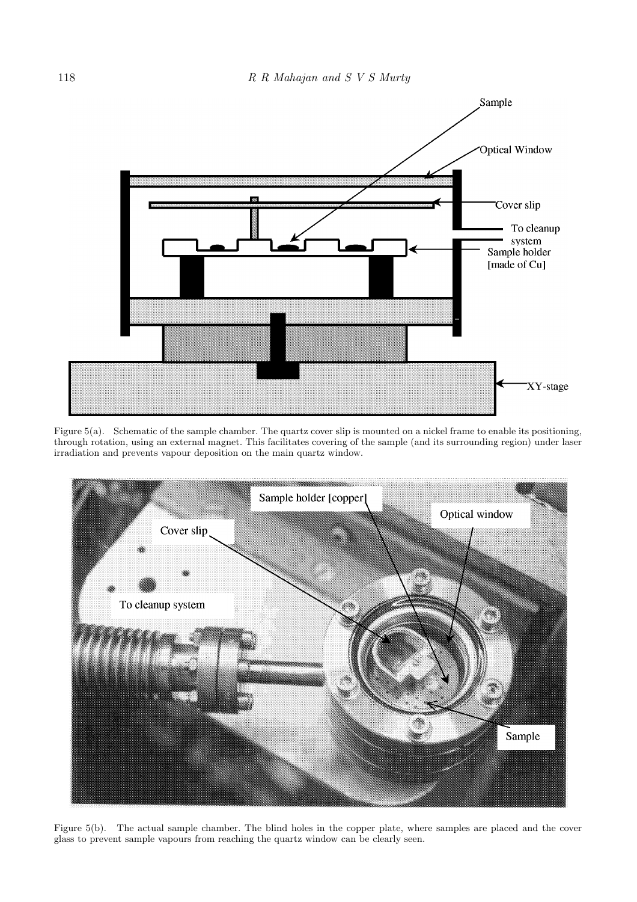Figure 5(a). Schematic of the sample chamber. The quartz cover slip is mounted on a nickel frame to enable its positioning, through rotation, using an external magnet. This facilitates covering of the sample (and its surrounding region) under laser irradiation and prevents vapour deposition on the main quartz window.

Figure 5(b). The actual sample chamber. The blind holes in the copper plate, where samples are placed and the cover glass to prevent sample vapours from reaching the quartz window can be clearly seen.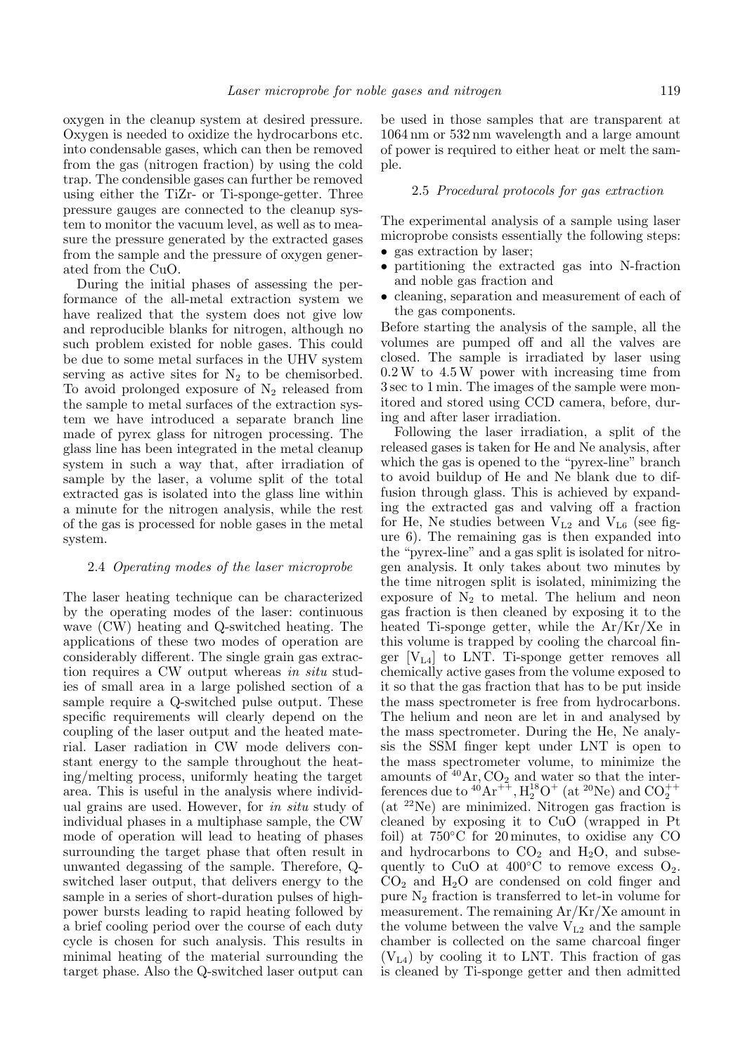oxygen in the cleanup system at desired pressure. Oxygen is needed to oxidize the hydrocarbons etc. into condensable gases, which can then be removed from the gas (nitrogen fraction) by using the cold trap. The condensible gases can further be removed using either the TiZr- or Ti-sponge-getter. Three pressure gauges are connected to the cleanup system to monitor the vacuum level, as well as to measure the pressure generated by the extracted gases from the sample and the pressure of oxygen generated from the CuO.

During the initial phases of assessing the performance of the all-metal extraction system we have realized that the system does not give low and reproducible blanks for nitrogen, although no such problem existed for noble gases. This could be due to some metal surfaces in the UHV system serving as active sites for $N_2$ to be chemisorbed. To avoid prolonged exposure of $N_2$ released from the sample to metal surfaces of the extraction system we have introduced a separate branch line made of pyrex glass for nitrogen processing. The glass line has been integrated in the metal cleanup system in such a way that, after irradiation of sample by the laser, a volume split of the total extracted gas is isolated into the glass line within a minute for the nitrogen analysis, while the rest of the gas is processed for noble gases in the metal system.

### 2.4 *Operating modes of the laser microprobe*

The laser heating technique can be characterized by the operating modes of the laser: continuous wave (CW) heating and Q-switched heating. The applications of these two modes of operation are considerably different. The single grain gas extraction requires a CW output whereas *in situ* studies of small area in a large polished section of a sample require a Q-switched pulse output. These specific requirements will clearly depend on the coupling of the laser output and the heated material. Laser radiation in CW mode delivers constant energy to the sample throughout the heating/melting process, uniformly heating the target area. This is useful in the analysis where individual grains are used. However, for *in situ* study of individual phases in a multiphase sample, the CW mode of operation will lead to heating of phases surrounding the target phase that often result in unwanted degassing of the sample. Therefore, Q-switched laser output, that delivers energy to the sample in a series of short-duration pulses of high-power bursts leading to rapid heating followed by a brief cooling period over the course of each duty cycle is chosen for such analysis. This results in minimal heating of the material surrounding the target phase. Also the Q-switched laser output can be used in those samples that are transparent at 1064 nm or 532 nm wavelength and a large amount of power is required to either heat or melt the sample.

### 2.5 *Procedural protocols for gas extraction*

The experimental analysis of a sample using laser microprobe consists essentially the following steps:

- gas extraction by laser;
- partitioning the extracted gas into N-fraction and noble gas fraction and
- cleaning, separation and measurement of each of the gas components.

Before starting the analysis of the sample, all the volumes are pumped off and all the valves are closed. The sample is irradiated by laser using 0.2 W to 4.5 W power with increasing time from 3 sec to 1 min. The images of the sample were monitored and stored using CCD camera, before, during and after laser irradiation.

Following the laser irradiation, a split of the released gases is taken for He and Ne analysis, after which the gas is opened to the "pyrex-line" branch to avoid buildup of He and Ne blank due to diffusion through glass. This is achieved by expanding the extracted gas and valving off a fraction for He, Ne studies between $V_{L2}$ and $V_{L6}$ (see figure 6). The remaining gas is then expanded into the "pyrex-line" and a gas split is isolated for nitrogen analysis. It only takes about two minutes by the time nitrogen split is isolated, minimizing the exposure of $N_2$ to metal. The helium and neon gas fraction is then cleaned by exposing it to the heated Ti-sponge getter, while the Ar/Kr/Xe in this volume is trapped by cooling the charcoal finger [$V_{L4}$] to LNT. Ti-sponge getter removes all chemically active gases from the volume exposed to it so that the gas fraction that has to be put inside the mass spectrometer is free from hydrocarbons. The helium and neon are let in and analysed by the mass spectrometer. During the He, Ne analysis the SSM finger kept under LNT is open to the mass spectrometer volume, to minimize the amounts of $^{40}Ar, CO_2$ and water so that the interferences due to $^{40}Ar^{++}, H_2^{18}O^+$ (at $^{20}Ne$) and $CO_2^{++}$ (at $^{22}Ne$) are minimized. Nitrogen gas fraction is cleaned by exposing it to CuO (wrapped in Pt foil) at 750°C for 20 minutes, to oxidise any CO and hydrocarbons to $CO_2$ and $H_2O$, and subsequently to CuO at 400°C to remove excess $O_2$. $CO_2$ and $H_2O$ are condensed on cold finger and pure $N_2$ fraction is transferred to let-in volume for measurement. The remaining Ar/Kr/Xe amount in the volume between the valve $V_{L2}$ and the sample chamber is collected on the same charcoal finger ($V_{L4}$) by cooling it to LNT. This fraction of gas is cleaned by Ti-sponge getter and then admitted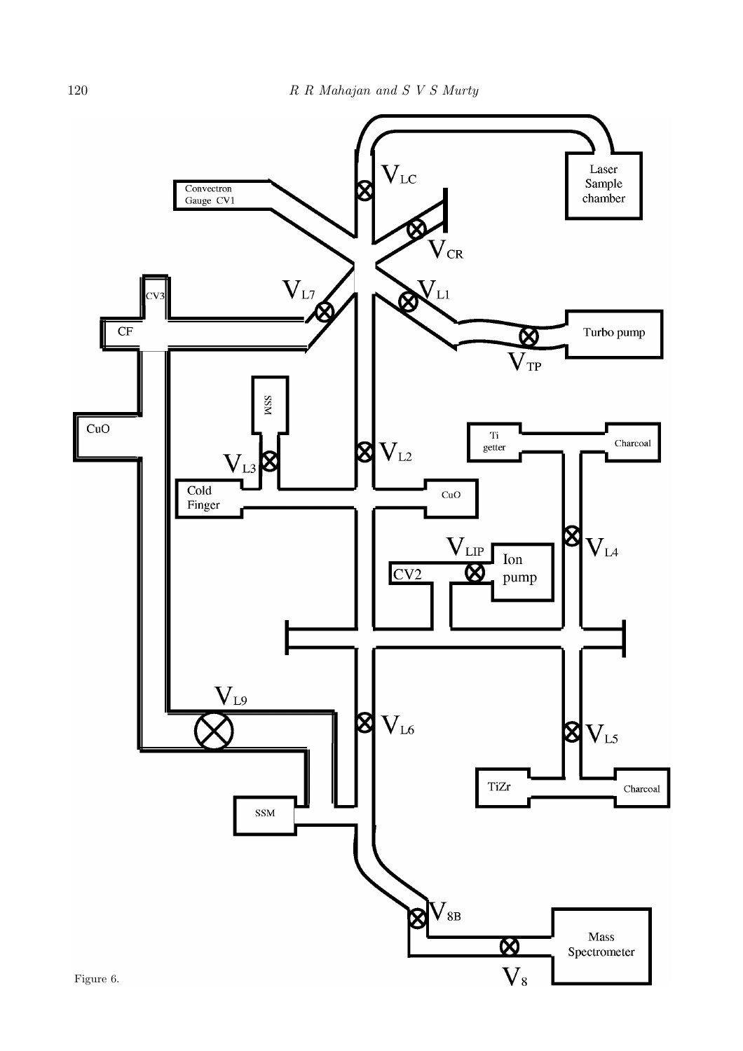Figure 6.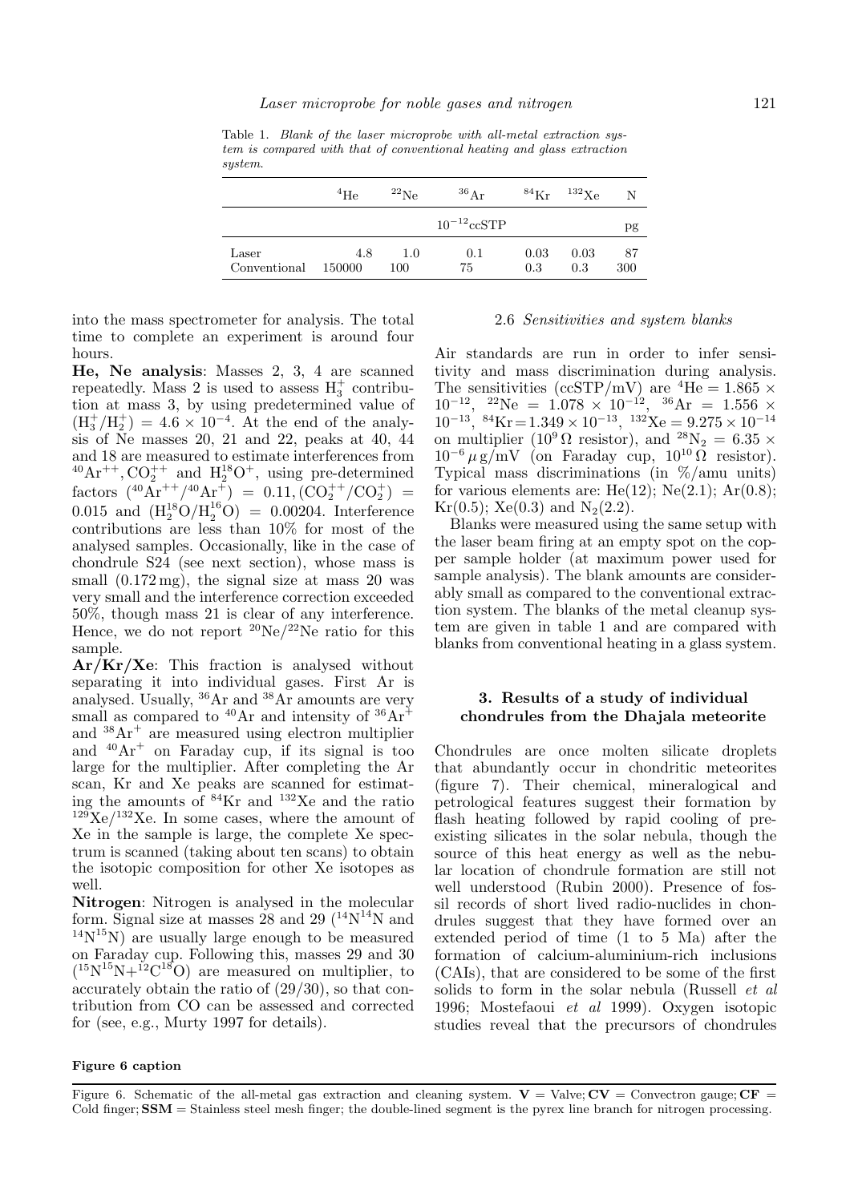Table 1. *Blank of the laser microprobe with all-metal extraction system is compared with that of conventional heating and glass extraction system.*

| | $^4$He | $^{22}$Ne | $^{36}$Ar | $^{84}$Kr | $^{132}$Xe | N |
|---|---|---|---|---|---|---|
| | | | $10^{-12}$ccSTP | | | pg |
| Laser | 4.8 | 1.0 | 0.1 | 0.03 | 0.03 | 87 |
| Conventional | 150000 | 100 | 75 | 0.3 | 0.3 | 300 |

into the mass spectrometer for analysis. The total time to complete an experiment is around four hours.

**He, Ne analysis**: Masses 2, 3, 4 are scanned repeatedly. Mass 2 is used to assess $H_3^+$ contribution at mass 3, by using predetermined value of $(H_3^+/H_2^+) = 4.6 \times 10^{-4}$. At the end of the analysis of Ne masses 20, 21 and 22, peaks at 40, 44 and 18 are measured to estimate interferences from $^{40}Ar^{++}$, $CO_2^{++}$ and $H_2^{18}O^+$, using pre-determined factors $(^{40}Ar^{++}/^{40}Ar^+) = 0.11$, $(CO_2^{++}/CO_2^+) = 0.015$ and $(H_2^{18}O/H_2^{16}O) = 0.00204$. Interference contributions are less than 10% for most of the analysed samples. Occasionally, like in the case of chondrule S24 (see next section), whose mass is small (0.172 mg), the signal size at mass 20 was very small and the interference correction exceeded 50%, though mass 21 is clear of any interference. Hence, we do not report $^{20}Ne/^{22}Ne$ ratio for this sample.

**Ar/Kr/Xe**: This fraction is analysed without separating it into individual gases. First Ar is analysed. Usually, $^{36}$Ar and $^{38}$Ar amounts are very small as compared to $^{40}$Ar and intensity of $^{36}Ar^+$ and $^{38}Ar^+$ are measured using electron multiplier and $^{40}Ar^+$ on Faraday cup, if its signal is too large for the multiplier. After completing the Ar scan, Kr and Xe peaks are scanned for estimating the amounts of $^{84}$Kr and $^{132}$Xe and the ratio $^{129}Xe/^{132}Xe$. In some cases, where the amount of Xe in the sample is large, the complete Xe spectrum is scanned (taking about ten scans) to obtain the isotopic composition for other Xe isotopes as well.

**Nitrogen**: Nitrogen is analysed in the molecular form. Signal size at masses 28 and 29 ($^{14}N^{14}N$ and $^{14}N^{15}N$) are usually large enough to be measured on Faraday cup. Following this, masses 29 and 30 ($^{15}N^{15}N$+$^{12}C^{18}O$) are measured on multiplier, to accurately obtain the ratio of (29/30), so that contribution from CO can be assessed and corrected for (see, e.g., Murty 1997 for details).

### 2.6 *Sensitivities and system blanks*

Air standards are run in order to infer sensitivity and mass discrimination during analysis. The sensitivities (ccSTP/mV) are $^4He = 1.865 \times 10^{-12}$, $^{22}Ne = 1.078 \times 10^{-12}$, $^{36}Ar = 1.556 \times 10^{-13}$, $^{84}Kr = 1.349 \times 10^{-13}$, $^{132}Xe = 9.275 \times 10^{-14}$ on multiplier ($10^9\,\Omega$ resistor), and $^{28}N_2 = 6.35 \times 10^{-6}\,\mu$g/mV (on Faraday cup, $10^{10}\,\Omega$ resistor). Typical mass discriminations (in %/amu units) for various elements are: He(12); Ne(2.1); Ar(0.8); Kr(0.5); Xe(0.3) and $N_2$(2.2).

Blanks were measured using the same setup with the laser beam firing at an empty spot on the copper sample holder (at maximum power used for sample analysis). The blank amounts are considerably small as compared to the conventional extraction system. The blanks of the metal cleanup system are given in table 1 and are compared with blanks from conventional heating in a glass system.

## 3. Results of a study of individual chondrules from the Dhajala meteorite

Chondrules are once molten silicate droplets that abundantly occur in chondritic meteorites (figure 7). Their chemical, mineralogical and petrological features suggest their formation by flash heating followed by rapid cooling of preexisting silicates in the solar nebula, though the source of this heat energy as well as the nebular location of chondrule formation are still not well understood (Rubin 2000). Presence of fossil records of short lived radio-nuclides in chondrules suggest that they have formed over an extended period of time (1 to 5 Ma) after the formation of calcium-aluminium-rich inclusions (CAIs), that are considered to be some of the first solids to form in the solar nebula (Russell *et al* 1996; Mostefaoui *et al* 1999). Oxygen isotopic studies reveal that the precursors of chondrules

**Figure 6 caption**

Figure 6. Schematic of the all-metal gas extraction and cleaning system. **V** = Valve; **CV** = Convectron gauge; **CF** = Cold finger; **SSM** = Stainless steel mesh finger; the double-lined segment is the pyrex line branch for nitrogen processing.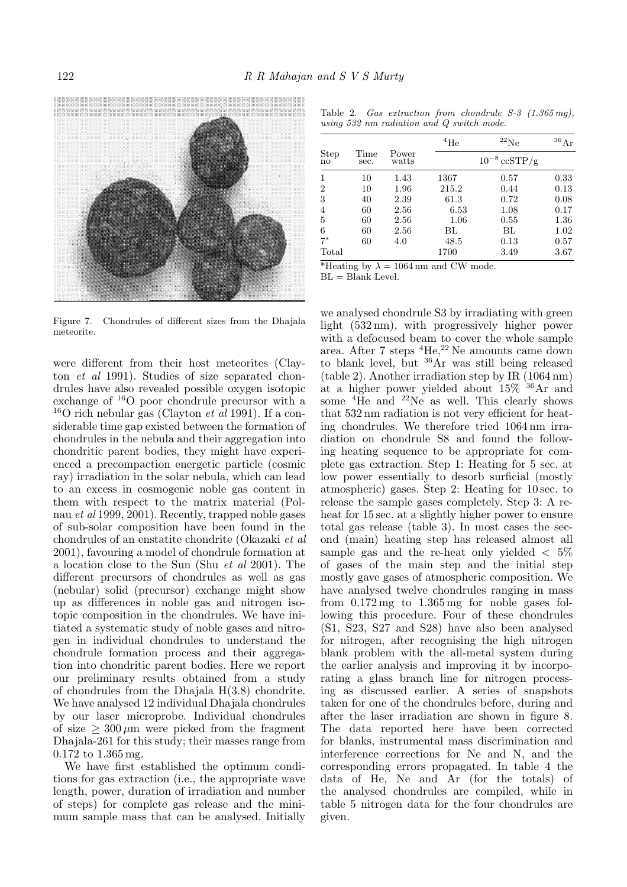Figure 7. Chondrules of different sizes from the Dhajala meteorite.

were different from their host meteorites (Clayton *et al* 1991). Studies of size separated chondrules have also revealed possible oxygen isotopic exchange of $^{16}$O poor chondrule precursor with a $^{16}$O rich nebular gas (Clayton *et al* 1991). If a considerable time gap existed between the formation of chondrules in the nebula and their aggregation into chondritic parent bodies, they might have experienced a precompaction energetic particle (cosmic ray) irradiation in the solar nebula, which can lead to an excess in cosmogenic noble gas content in them with respect to the matrix material (Polnau *et al* 1999, 2001). Recently, trapped noble gases of sub-solar composition have been found in the chondrules of an enstatite chondrite (Okazaki *et al* 2001), favouring a model of chondrule formation at a location close to the Sun (Shu *et al* 2001). The different precursors of chondrules as well as gas (nebular) solid (precursor) exchange might show up as differences in noble gas and nitrogen isotopic composition in the chondrules. We have initiated a systematic study of noble gases and nitrogen in individual chondrules to understand the chondrule formation process and their aggregation into chondritic parent bodies. Here we report our preliminary results obtained from a study of chondrules from the Dhajala H(3.8) chondrite. We have analysed 12 individual Dhajala chondrules by our laser microprobe. Individual chondrules of size $\geq 300\,\mu$m were picked from the fragment Dhajala-261 for this study; their masses range from 0.172 to 1.365 mg.

We have first established the optimum conditions for gas extraction (i.e., the appropriate wave length, power, duration of irradiation and number of steps) for complete gas release and the minimum sample mass that can be analysed. Initially we analysed chondrule S3 by irradiating with green light (532 nm), with progressively higher power with a defocused beam to cover the whole sample area. After 7 steps $^{4}$He,$^{22}$Ne amounts came down to blank level, but $^{36}$Ar was still being released (table 2). Another irradiation step by IR (1064 nm) at a higher power yielded about 15% $^{36}$Ar and some $^{4}$He and $^{22}$Ne as well. This clearly shows that 532 nm radiation is not very efficient for heating chondrules. We therefore tried 1064 nm irradiation on chondrule S8 and found the following heating sequence to be appropriate for complete gas extraction. Step 1: Heating for 5 sec. at low power essentially to desorb surficial (mostly atmospheric) gases. Step 2: Heating for 10 sec. to release the sample gases completely. Step 3: A reheat for 15 sec. at a slightly higher power to ensure total gas release (table 3). In most cases the second (main) heating step has released almost all sample gas and the re-heat only yielded $< 5\%$ of gases of the main step and the initial step mostly gave gases of atmospheric composition. We have analysed twelve chondrules ranging in mass from 0.172 mg to 1.365 mg for noble gases following this procedure. Four of these chondrules (S1, S23, S27 and S28) have also been analysed for nitrogen, after recognising the high nitrogen blank problem with the all-metal system during the earlier analysis and improving it by incorporating a glass branch line for nitrogen processing as discussed earlier. A series of snapshots taken for one of the chondrules before, during and after the laser irradiation are shown in figure 8. The data reported here have been corrected for blanks, instrumental mass discrimination and interference corrections for Ne and N, and the corresponding errors propagated. In table 4 the data of He, Ne and Ar (for the totals) of the analysed chondrules are compiled, while in table 5 nitrogen data for the four chondrules are given.

Table 2. *Gas extraction from chondrule S-3 (1.365 mg), using 532 nm radiation and Q switch mode.*

| Step no | Time sec. | Power watts | $^{4}$He | $^{22}$Ne | $^{36}$Ar |
|---|---|---|---|---|---|
| | | | | $10^{-8}$ ccSTP/g | |
| 1 | 10 | 1.43 | 1367 | 0.57 | 0.33 |
| 2 | 10 | 1.96 | 215.2 | 0.44 | 0.13 |
| 3 | 40 | 2.39 | 61.3 | 0.72 | 0.08 |
| 4 | 60 | 2.56 | 6.53 | 1.08 | 0.17 |
| 5 | 60 | 2.56 | 1.06 | 0.55 | 1.36 |
| 6 | 60 | 2.56 | BL | BL | 1.02 |
| 7* | 60 | 4.0 | 48.5 | 0.13 | 0.57 |
| Total | | | 1700 | 3.49 | 3.67 |

*Heating by $\lambda = 1064$ nm and CW mode.
BL = Blank Level.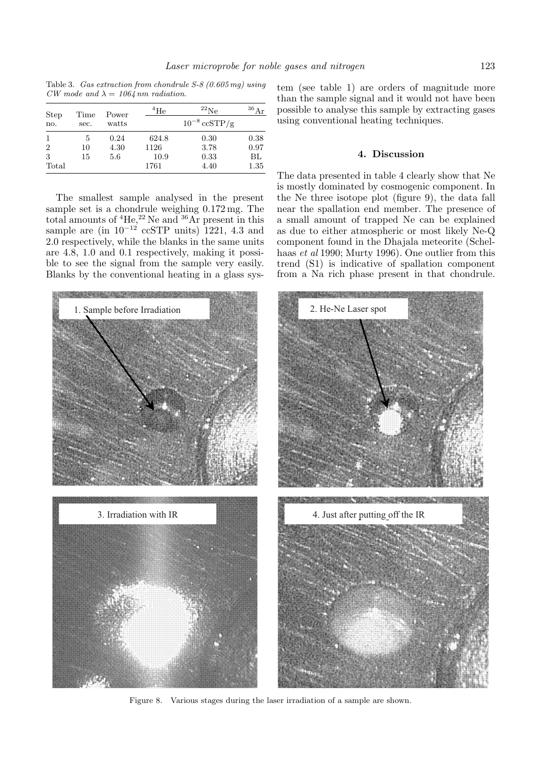Table 3. *Gas extraction from chondrule S-8 (0.605 mg) using CW mode and $\lambda = 1064$ nm radiation.*

| Step no. | Time sec. | Power watts | $^{4}$He | $^{22}$Ne | $^{36}$Ar |
|---|---|---|---|---|---|
| | | | | $10^{-8}$ ccSTP/g | |
| 1 | 5 | 0.24 | 624.8 | 0.30 | 0.38 |
| 2 | 10 | 4.30 | 1126 | 3.78 | 0.97 |
| 3 | 15 | 5.6 | 10.9 | 0.33 | BL |
| Total | | | 1761 | 4.40 | 1.35 |

The smallest sample analysed in the present sample set is a chondrule weighing 0.172 mg. The total amounts of $^{4}$He, $^{22}$Ne and $^{36}$Ar present in this sample are (in $10^{-12}$ ccSTP units) 1221, 4.3 and 2.0 respectively, while the blanks in the same units are 4.8, 1.0 and 0.1 respectively, making it possible to see the signal from the sample very easily. Blanks by the conventional heating in a glass system (see table 1) are orders of magnitude more than the sample signal and it would not have been possible to analyse this sample by extracting gases using conventional heating techniques.

## 4. Discussion

The data presented in table 4 clearly show that Ne is mostly dominated by cosmogenic component. In the Ne three isotope plot (figure 9), the data fall near the spallation end member. The presence of a small amount of trapped Ne can be explained as due to either atmospheric or most likely Ne-Q component found in the Dhajala meteorite (Schelhaas *et al* 1990; Murty 1996). One outlier from this trend (S1) is indicative of spallation component from a Na rich phase present in that chondrule.

Figure 8. Various stages during the laser irradiation of a sample are shown.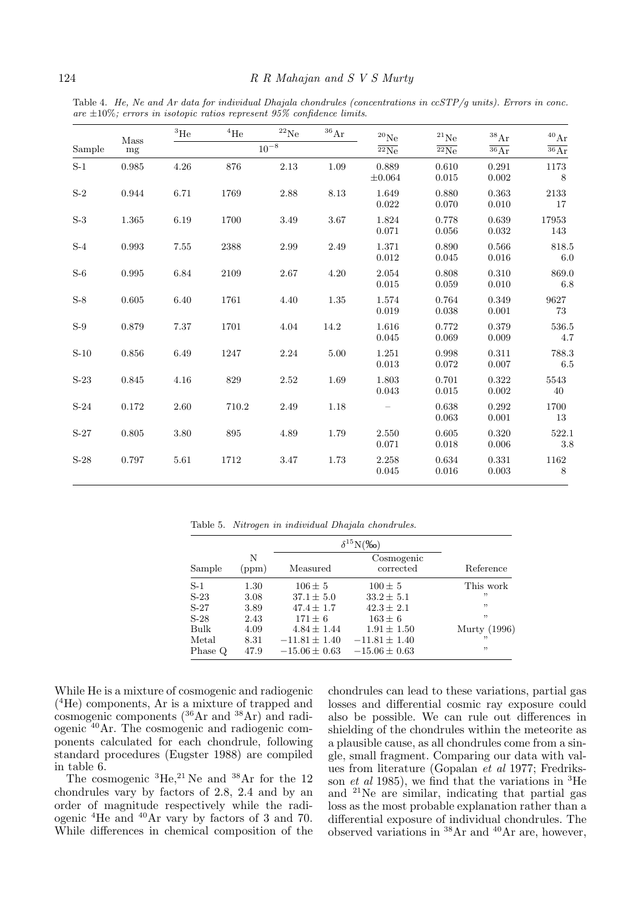Table 4. *He, Ne and Ar data for individual Dhajala chondrules (concentrations in ccSTP/g units). Errors in conc. are ±10%; errors in isotopic ratios represent 95% confidence limits.*

| Sample | Mass mg | $^3$He | $^4$He | $^{22}$Ne | $^{36}$Ar | $^{20}$Ne/$^{22}$Ne | $^{21}$Ne/$^{22}$Ne | $^{38}$Ar/$^{36}$Ar | $^{40}$Ar/$^{36}$Ar |
|---|---|---|---|---|---|---|---|---|---|
| | | $10^{-8}$ | | | | | | | |
| S-1 | 0.985 | 4.26 | 876 | 2.13 | 1.09 | 0.889 ±0.064 | 0.610 0.015 | 0.291 0.002 | 1173 8 |
| S-2 | 0.944 | 6.71 | 1769 | 2.88 | 8.13 | 1.649 0.022 | 0.880 0.070 | 0.363 0.010 | 2133 17 |
| S-3 | 1.365 | 6.19 | 1700 | 3.49 | 3.67 | 1.824 0.071 | 0.778 0.056 | 0.639 0.032 | 17953 143 |
| S-4 | 0.993 | 7.55 | 2388 | 2.99 | 2.49 | 1.371 0.012 | 0.890 0.045 | 0.566 0.016 | 818.5 6.0 |
| S-6 | 0.995 | 6.84 | 2109 | 2.67 | 4.20 | 2.054 0.015 | 0.808 0.059 | 0.310 0.010 | 869.0 6.8 |
| S-8 | 0.605 | 6.40 | 1761 | 4.40 | 1.35 | 1.574 0.019 | 0.764 0.038 | 0.349 0.001 | 9627 73 |
| S-9 | 0.879 | 7.37 | 1701 | 4.04 | 14.2 | 1.616 0.045 | 0.772 0.069 | 0.379 0.009 | 536.5 4.7 |
| S-10 | 0.856 | 6.49 | 1247 | 2.24 | 5.00 | 1.251 0.013 | 0.998 0.072 | 0.311 0.007 | 788.3 6.5 |
| S-23 | 0.845 | 4.16 | 829 | 2.52 | 1.69 | 1.803 0.043 | 0.701 0.015 | 0.322 0.002 | 5543 40 |
| S-24 | 0.172 | 2.60 | 710.2 | 2.49 | 1.18 | – | 0.638 0.063 | 0.292 0.001 | 1700 13 |
| S-27 | 0.805 | 3.80 | 895 | 4.89 | 1.79 | 2.550 0.071 | 0.605 0.018 | 0.320 0.006 | 522.1 3.8 |
| S-28 | 0.797 | 5.61 | 1712 | 3.47 | 1.73 | 2.258 0.045 | 0.634 0.016 | 0.331 0.003 | 1162 8 |

Table 5. *Nitrogen in individual Dhajala chondrules.*

| Sample | N (ppm) | $\delta^{15}$N(‰) Measured | Cosmogenic corrected | Reference |
|---|---|---|---|---|
| S-1 | 1.30 | $106 \pm 5$ | $100 \pm 5$ | This work |
| S-23 | 3.08 | $37.1 \pm 5.0$ | $33.2 \pm 5.1$ | " |
| S-27 | 3.89 | $47.4 \pm 1.7$ | $42.3 \pm 2.1$ | " |
| S-28 | 2.43 | $171 \pm 6$ | $163 \pm 6$ | " |
| Bulk | 4.09 | $4.84 \pm 1.44$ | $1.91 \pm 1.50$ | Murty (1996) |
| Metal | 8.31 | $-11.81 \pm 1.40$ | $-11.81 \pm 1.40$ | " |
| Phase Q | 47.9 | $-15.06 \pm 0.63$ | $-15.06 \pm 0.63$ | " |

While He is a mixture of cosmogenic and radiogenic ($^4$He) components, Ar is a mixture of trapped and cosmogenic components ($^{36}$Ar and $^{38}$Ar) and radiogenic $^{40}$Ar. The cosmogenic and radiogenic components calculated for each chondrule, following standard procedures (Eugster 1988) are compiled in table 6.

The cosmogenic $^3$He,$^{21}$Ne and $^{38}$Ar for the 12 chondrules vary by factors of 2.8, 2.4 and by an order of magnitude respectively while the radiogenic $^4$He and $^{40}$Ar vary by factors of 3 and 70. While differences in chemical composition of the chondrules can lead to these variations, partial gas losses and differential cosmic ray exposure could also be possible. We can rule out differences in shielding of the chondrules within the meteorite as a plausible cause, as all chondrules come from a single, small fragment. Comparing our data with values from literature (Gopalan *et al* 1977; Fredriksson *et al* 1985), we find that the variations in $^3$He and $^{21}$Ne are similar, indicating that partial gas loss as the most probable explanation rather than a differential exposure of individual chondrules. The observed variations in $^{38}$Ar and $^{40}$Ar are, however,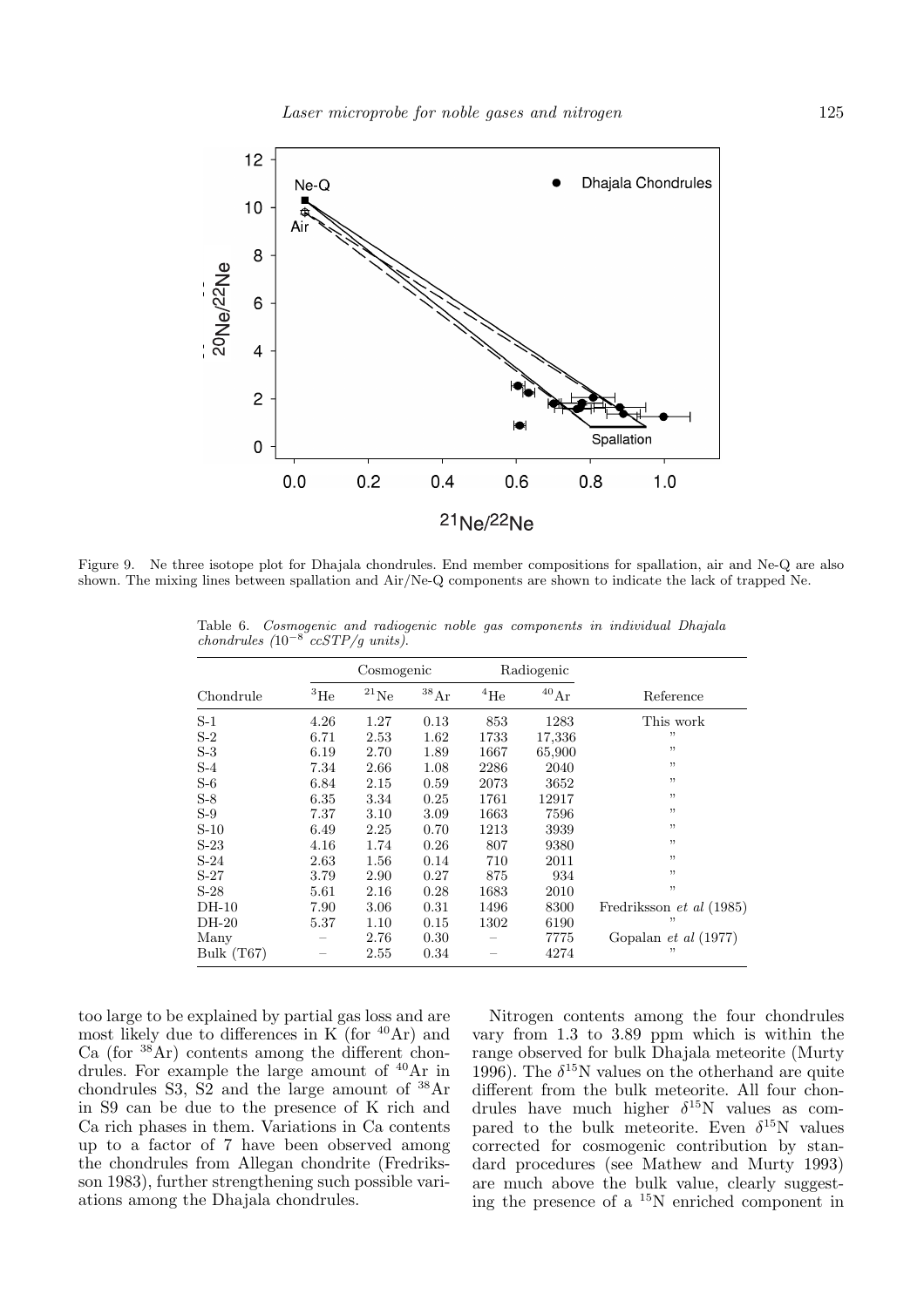Figure 9. Ne three isotope plot for Dhajala chondrules. End member compositions for spallation, air and Ne-Q are also shown. The mixing lines between spallation and Air/Ne-Q components are shown to indicate the lack of trapped Ne.

Table 6. *Cosmogenic and radiogenic noble gas components in individual Dhajala chondrules ($10^{-8}$ ccSTP/g units).*

| | Cosmogenic | | | Radiogenic | | |
|---|---|---|---|---|---|---|
| Chondrule | $^{3}$He | $^{21}$Ne | $^{38}$Ar | $^{4}$He | $^{40}$Ar | Reference |
| S-1 | 4.26 | 1.27 | 0.13 | 853 | 1283 | This work |
| S-2 | 6.71 | 2.53 | 1.62 | 1733 | 17,336 | " |
| S-3 | 6.19 | 2.70 | 1.89 | 1667 | 65,900 | " |
| S-4 | 7.34 | 2.66 | 1.08 | 2286 | 2040 | " |
| S-6 | 6.84 | 2.15 | 0.59 | 2073 | 3652 | " |
| S-8 | 6.35 | 3.34 | 0.25 | 1761 | 12917 | " |
| S-9 | 7.37 | 3.10 | 3.09 | 1663 | 7596 | " |
| S-10 | 6.49 | 2.25 | 0.70 | 1213 | 3939 | " |
| S-23 | 4.16 | 1.74 | 0.26 | 807 | 9380 | " |
| S-24 | 2.63 | 1.56 | 0.14 | 710 | 2011 | " |
| S-27 | 3.79 | 2.90 | 0.27 | 875 | 934 | " |
| S-28 | 5.61 | 2.16 | 0.28 | 1683 | 2010 | " |
| DH-10 | 7.90 | 3.06 | 0.31 | 1496 | 8300 | Fredriksson *et al* (1985) |
| DH-20 | 5.37 | 1.10 | 0.15 | 1302 | 6190 | " |
| Many | – | 2.76 | 0.30 | – | 7775 | Gopalan *et al* (1977) |
| Bulk (T67) | – | 2.55 | 0.34 | – | 4274 | " |

too large to be explained by partial gas loss and are most likely due to differences in K (for $^{40}$Ar) and Ca (for $^{38}$Ar) contents among the different chondrules. For example the large amount of $^{40}$Ar in chondrules S3, S2 and the large amount of $^{38}$Ar in S9 can be due to the presence of K rich and Ca rich phases in them. Variations in Ca contents up to a factor of 7 have been observed among the chondrules from Allegan chondrite (Fredriksson 1983), further strengthening such possible variations among the Dhajala chondrules.

Nitrogen contents among the four chondrules vary from 1.3 to 3.89 ppm which is within the range observed for bulk Dhajala meteorite (Murty 1996). The $\delta^{15}$N values on the otherhand are quite different from the bulk meteorite. All four chondrules have much higher $\delta^{15}$N values as compared to the bulk meteorite. Even $\delta^{15}$N values corrected for cosmogenic contribution by standard procedures (see Mathew and Murty 1993) are much above the bulk value, clearly suggesting the presence of a $^{15}$N enriched component in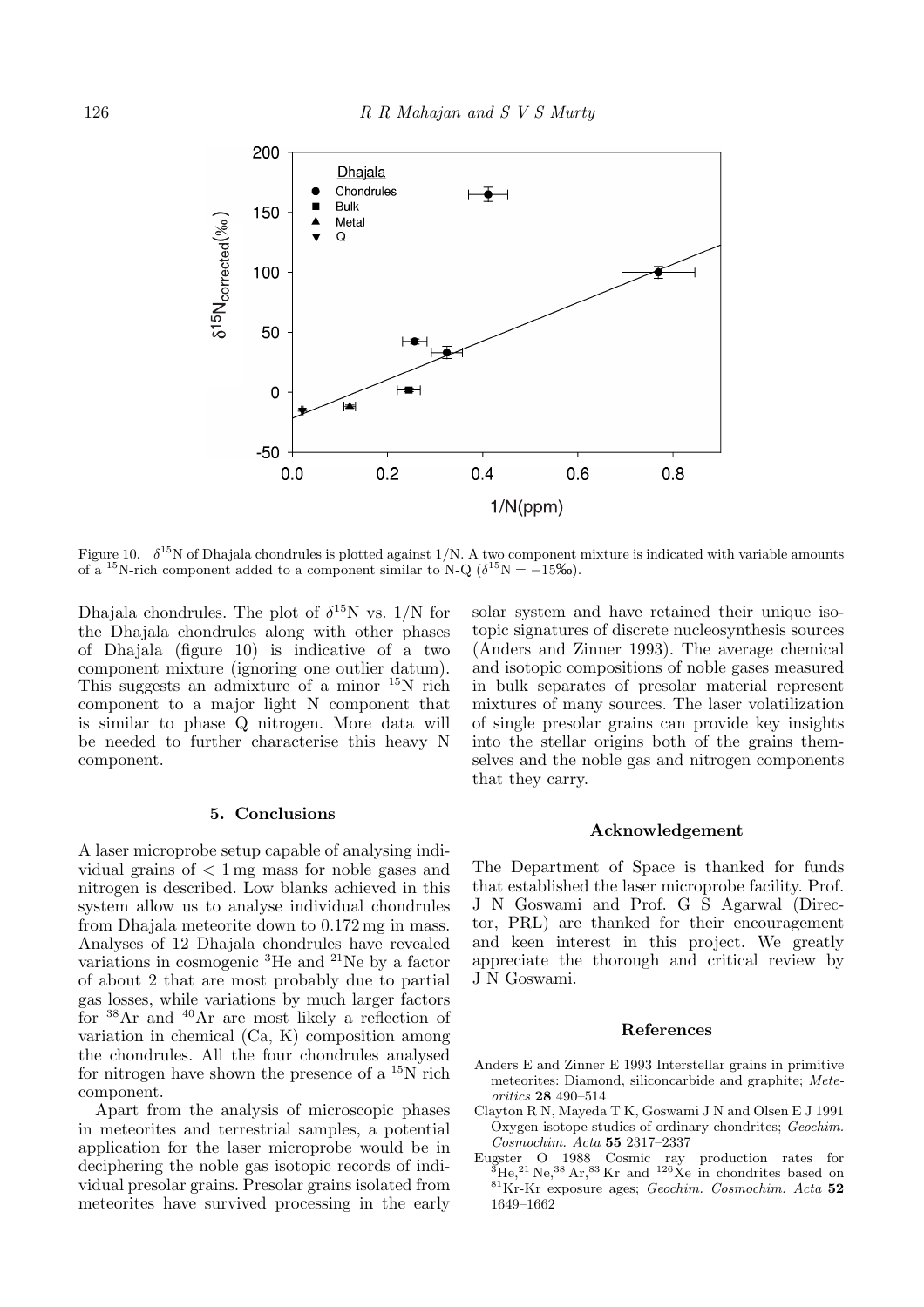Figure 10. $\delta^{15}N$ of Dhajala chondrules is plotted against 1/N. A two component mixture is indicated with variable amounts of a $^{15}N$-rich component added to a component similar to N-Q ($\delta^{15}N = -15‰$).

Dhajala chondrules. The plot of $\delta^{15}N$ vs. 1/N for the Dhajala chondrules along with other phases of Dhajala (figure 10) is indicative of a two component mixture (ignoring one outlier datum). This suggests an admixture of a minor $^{15}N$ rich component to a major light N component that is similar to phase Q nitrogen. More data will be needed to further characterise this heavy N component.

## 5. Conclusions

A laser microprobe setup capable of analysing individual grains of < 1 mg mass for noble gases and nitrogen is described. Low blanks achieved in this system allow us to analyse individual chondrules from Dhajala meteorite down to 0.172 mg in mass. Analyses of 12 Dhajala chondrules have revealed variations in cosmogenic $^3He$ and $^{21}Ne$ by a factor of about 2 that are most probably due to partial gas losses, while variations by much larger factors for $^{38}Ar$ and $^{40}Ar$ are most likely a reflection of variation in chemical (Ca, K) composition among the chondrules. All the four chondrules analysed for nitrogen have shown the presence of a $^{15}N$ rich component.

Apart from the analysis of microscopic phases in meteorites and terrestrial samples, a potential application for the laser microprobe would be in deciphering the noble gas isotopic records of individual presolar grains. Presolar grains isolated from meteorites have survived processing in the early solar system and have retained their unique isotopic signatures of discrete nucleosynthesis sources (Anders and Zinner 1993). The average chemical and isotopic compositions of noble gases measured in bulk separates of presolar material represent mixtures of many sources. The laser volatilization of single presolar grains can provide key insights into the stellar origins both of the grains themselves and the noble gas and nitrogen components that they carry.

## Acknowledgement

The Department of Space is thanked for funds that established the laser microprobe facility. Prof. J N Goswami and Prof. G S Agarwal (Director, PRL) are thanked for their encouragement and keen interest in this project. We greatly appreciate the thorough and critical review by J N Goswami.

## References

Anders E and Zinner E 1993 Interstellar grains in primitive meteorites: Diamond, siliconcarbide and graphite; *Meteoritics* **28** 490–514

Clayton R N, Mayeda T K, Goswami J N and Olsen E J 1991 Oxygen isotope studies of ordinary chondrites; *Geochim. Cosmochim. Acta* **55** 2317–2337

Eugster O 1988 Cosmic ray production rates for $^3He$, $^{21}Ne$, $^{38}Ar$, $^{83}Kr$ and $^{126}Xe$ in chondrites based on $^{81}Kr$-Kr exposure ages; *Geochim. Cosmochim. Acta* **52** 1649–1662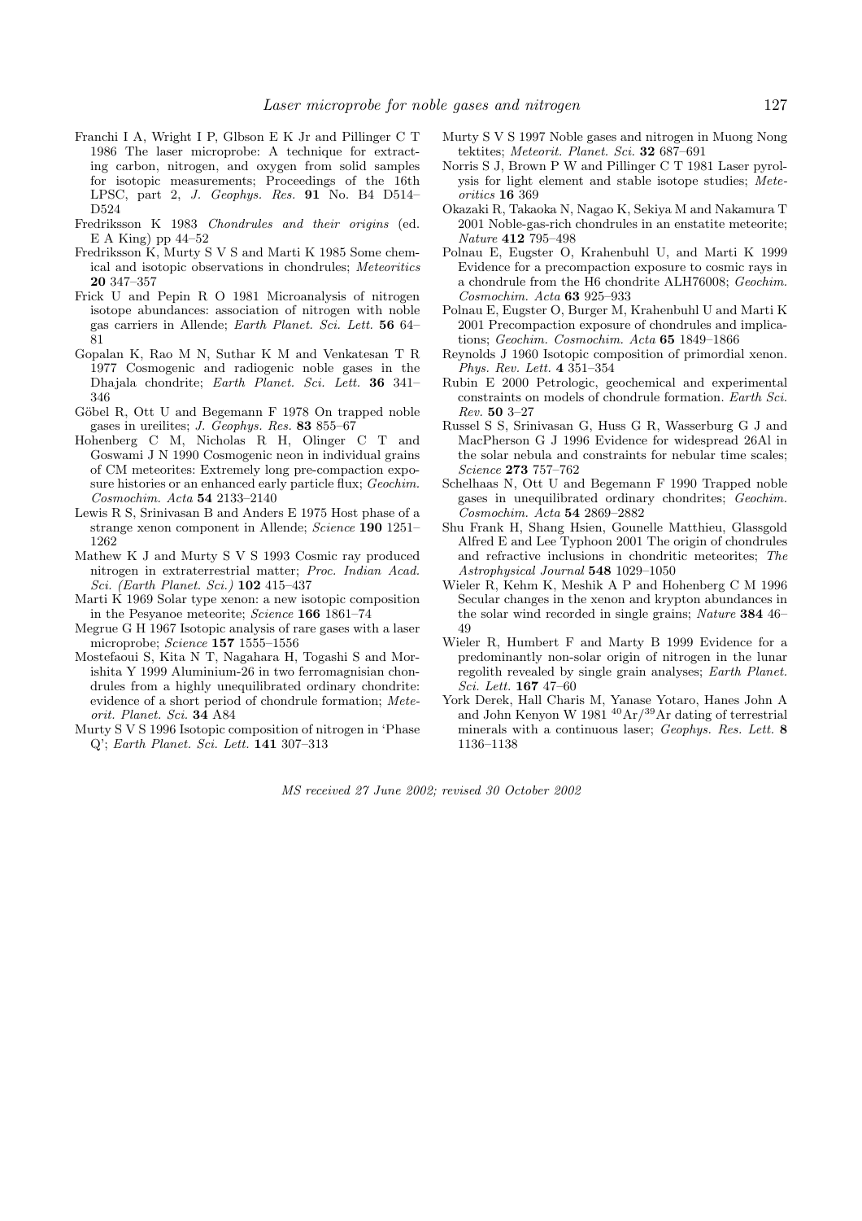Franchi I A, Wright I P, Glbson E K Jr and Pillinger C T 1986 The laser microprobe: A technique for extracting carbon, nitrogen, and oxygen from solid samples for isotopic measurements; Proceedings of the 16th LPSC, part 2, *J. Geophys. Res.* **91** No. B4 D514–D524

Fredriksson K 1983 *Chondrules and their origins* (ed. E A King) pp 44–52

Fredriksson K, Murty S V S and Marti K 1985 Some chemical and isotopic observations in chondrules; *Meteoritics* **20** 347–357

Frick U and Pepin R O 1981 Microanalysis of nitrogen isotope abundances: association of nitrogen with noble gas carriers in Allende; *Earth Planet. Sci. Lett.* **56** 64–81

Gopalan K, Rao M N, Suthar K M and Venkatesan T R 1977 Cosmogenic and radiogenic noble gases in the Dhajala chondrite; *Earth Planet. Sci. Lett.* **36** 341–346

Göbel R, Ott U and Begemann F 1978 On trapped noble gases in ureilites; *J. Geophys. Res.* **83** 855–67

Hohenberg C M, Nicholas R H, Olinger C T and Goswami J N 1990 Cosmogenic neon in individual grains of CM meteorites: Extremely long pre-compaction exposure histories or an enhanced early particle flux; *Geochim. Cosmochim. Acta* **54** 2133–2140

Lewis R S, Srinivasan B and Anders E 1975 Host phase of a strange xenon component in Allende; *Science* **190** 1251–1262

Mathew K J and Murty S V S 1993 Cosmic ray produced nitrogen in extraterrestrial matter; *Proc. Indian Acad. Sci. (Earth Planet. Sci.)* **102** 415–437

Marti K 1969 Solar type xenon: a new isotopic composition in the Pesyanoe meteorite; *Science* **166** 1861–74

Megrue G H 1967 Isotopic analysis of rare gases with a laser microprobe; *Science* **157** 1555–1556

Mostefaoui S, Kita N T, Nagahara H, Togashi S and Morishita Y 1999 Aluminium-26 in two ferromagnisian chondrules from a highly unequilibrated ordinary chondrite: evidence of a short period of chondrule formation; *Meteorit. Planet. Sci.* **34** A84

Murty S V S 1996 Isotopic composition of nitrogen in 'Phase Q'; *Earth Planet. Sci. Lett.* **141** 307–313

Murty S V S 1997 Noble gases and nitrogen in Muong Nong tektites; *Meteorit. Planet. Sci.* **32** 687–691

Norris S J, Brown P W and Pillinger C T 1981 Laser pyrolysis for light element and stable isotope studies; *Meteoritics* **16** 369

Okazaki R, Takaoka N, Nagao K, Sekiya M and Nakamura T 2001 Noble-gas-rich chondrules in an enstatite meteorite; *Nature* **412** 795–498

Polnau E, Eugster O, Krahenbuhl U, and Marti K 1999 Evidence for a precompaction exposure to cosmic rays in a chondrule from the H6 chondrite ALH76008; *Geochim. Cosmochim. Acta* **63** 925–933

Polnau E, Eugster O, Burger M, Krahenbuhl U and Marti K 2001 Precompaction exposure of chondrules and implications; *Geochim. Cosmochim. Acta* **65** 1849–1866

Reynolds J 1960 Isotopic composition of primordial xenon. *Phys. Rev. Lett.* **4** 351–354

Rubin E 2000 Petrologic, geochemical and experimental constraints on models of chondrule formation. *Earth Sci. Rev.* **50** 3–27

Russel S S, Srinivasan G, Huss G R, Wasserburg G J and MacPherson G J 1996 Evidence for widespread 26Al in the solar nebula and constraints for nebular time scales; *Science* **273** 757–762

Schelhaas N, Ott U and Begemann F 1990 Trapped noble gases in unequilibrated ordinary chondrites; *Geochim. Cosmochim. Acta* **54** 2869–2882

Shu Frank H, Shang Hsien, Gounelle Matthieu, Glassgold Alfred E and Lee Typhoon 2001 The origin of chondrules and refractive inclusions in chondritic meteorites; *The Astrophysical Journal* **548** 1029–1050

Wieler R, Kehm K, Meshik A P and Hohenberg C M 1996 Secular changes in the xenon and krypton abundances in the solar wind recorded in single grains; *Nature* **384** 46–49

Wieler R, Humbert F and Marty B 1999 Evidence for a predominantly non-solar origin of nitrogen in the lunar regolith revealed by single grain analyses; *Earth Planet. Sci. Lett.* **167** 47–60

York Derek, Hall Charis M, Yanase Yotaro, Hanes John A and John Kenyon W 1981 $^{40}Ar/^{39}Ar$ dating of terrestrial minerals with a continuous laser; *Geophys. Res. Lett.* **8** 1136–1138

*MS received 27 June 2002; revised 30 October 2002*